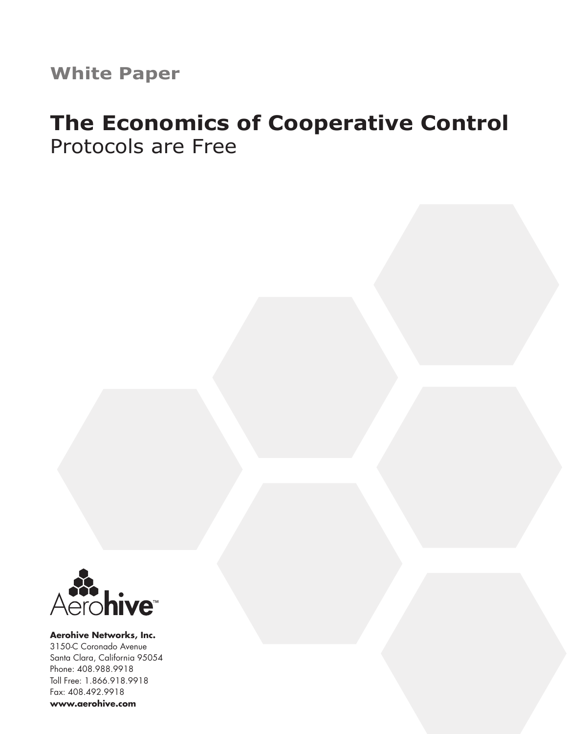White Paper

# The Economics of Cooperative Control

Protocols are Free

Aerohive™

**Aerohive Networks, Inc.**
3150-C Coronado Avenue
Santa Clara, California 95054
Phone: 408.988.9918
Toll Free: 1.866.918.9918
Fax: 408.492.9918
**www.aerohive.com**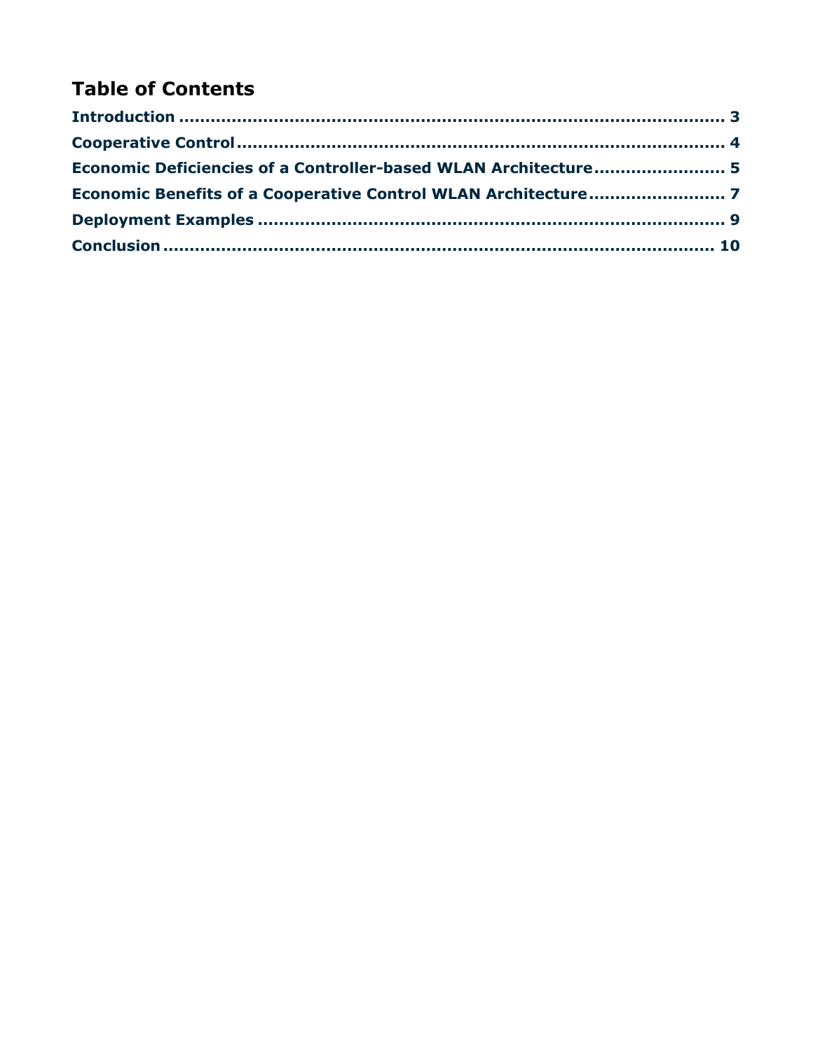## Table of Contents

**Introduction** ........................................................................................... **3**

**Cooperative Control** ................................................................................ **4**

**Economic Deficiencies of a Controller-based WLAN Architecture** ........................ **5**

**Economic Benefits of a Cooperative Control WLAN Architecture** ......................... **7**

**Deployment Examples** .............................................................................. **9**

**Conclusion** ............................................................................................ **10**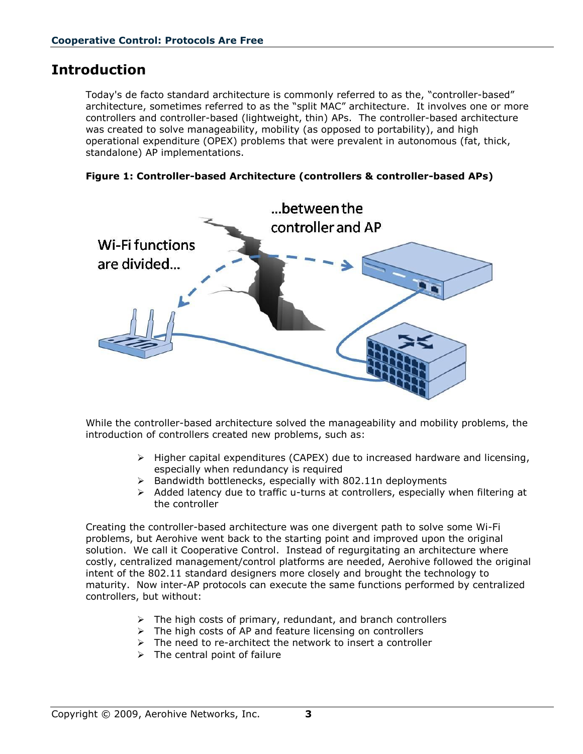# Introduction

Today's de facto standard architecture is commonly referred to as the, "controller-based" architecture, sometimes referred to as the "split MAC" architecture. It involves one or more controllers and controller-based (lightweight, thin) APs. The controller-based architecture was created to solve manageability, mobility (as opposed to portability), and high operational expenditure (OPEX) problems that were prevalent in autonomous (fat, thick, standalone) AP implementations.

**Figure 1: Controller-based Architecture (controllers & controller-based APs)**

While the controller-based architecture solved the manageability and mobility problems, the introduction of controllers created new problems, such as:

- Higher capital expenditures (CAPEX) due to increased hardware and licensing, especially when redundancy is required
- Bandwidth bottlenecks, especially with 802.11n deployments
- Added latency due to traffic u-turns at controllers, especially when filtering at the controller

Creating the controller-based architecture was one divergent path to solve some Wi-Fi problems, but Aerohive went back to the starting point and improved upon the original solution. We call it Cooperative Control. Instead of regurgitating an architecture where costly, centralized management/control platforms are needed, Aerohive followed the original intent of the 802.11 standard designers more closely and brought the technology to maturity. Now inter-AP protocols can execute the same functions performed by centralized controllers, but without:

- The high costs of primary, redundant, and branch controllers
- The high costs of AP and feature licensing on controllers
- The need to re-architect the network to insert a controller
- The central point of failure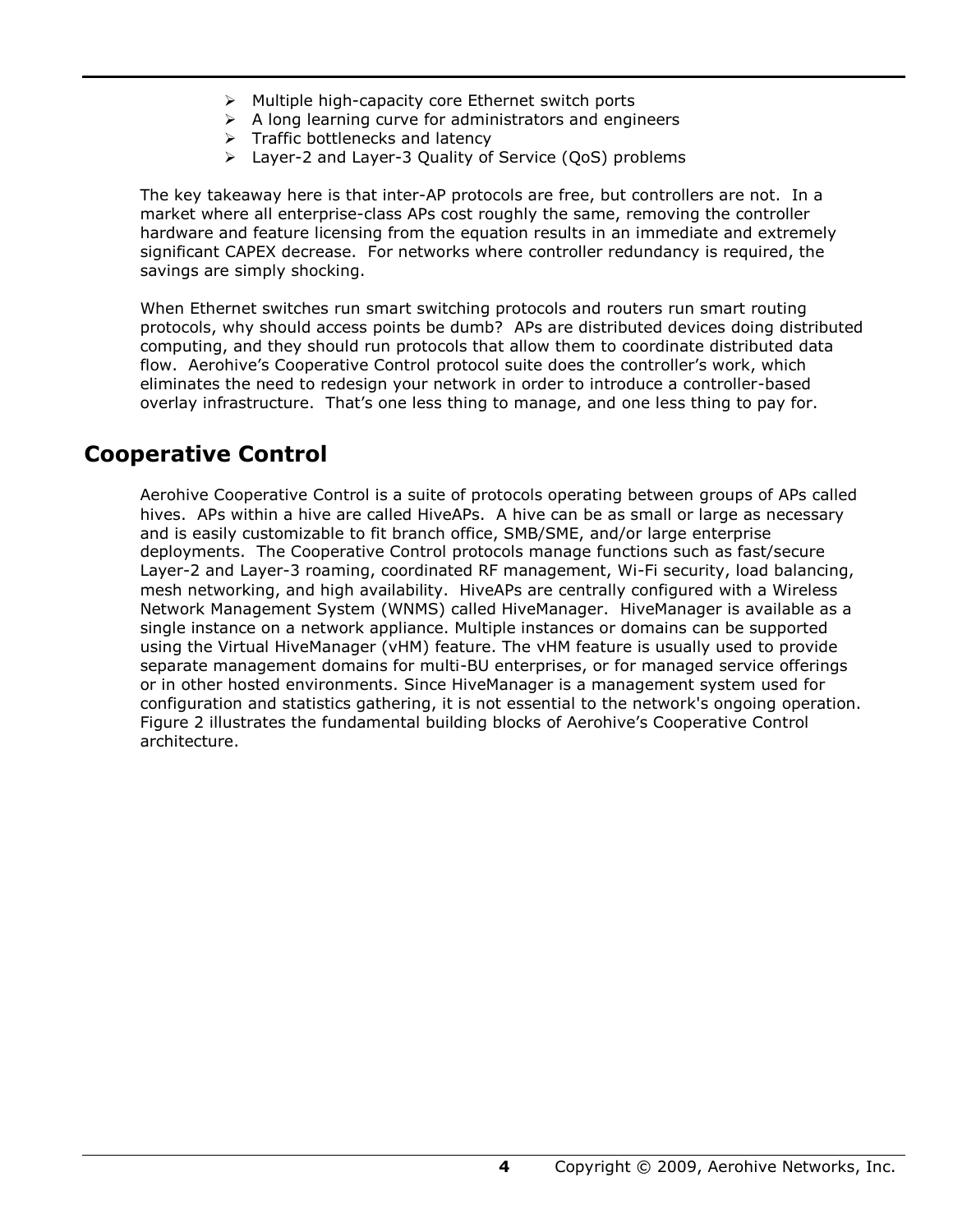- Multiple high-capacity core Ethernet switch ports
- A long learning curve for administrators and engineers
- Traffic bottlenecks and latency
- Layer-2 and Layer-3 Quality of Service (QoS) problems

The key takeaway here is that inter-AP protocols are free, but controllers are not. In a market where all enterprise-class APs cost roughly the same, removing the controller hardware and feature licensing from the equation results in an immediate and extremely significant CAPEX decrease. For networks where controller redundancy is required, the savings are simply shocking.

When Ethernet switches run smart switching protocols and routers run smart routing protocols, why should access points be dumb? APs are distributed devices doing distributed computing, and they should run protocols that allow them to coordinate distributed data flow. Aerohive's Cooperative Control protocol suite does the controller's work, which eliminates the need to redesign your network in order to introduce a controller-based overlay infrastructure. That's one less thing to manage, and one less thing to pay for.

## Cooperative Control

Aerohive Cooperative Control is a suite of protocols operating between groups of APs called hives. APs within a hive are called HiveAPs. A hive can be as small or large as necessary and is easily customizable to fit branch office, SMB/SME, and/or large enterprise deployments. The Cooperative Control protocols manage functions such as fast/secure Layer-2 and Layer-3 roaming, coordinated RF management, Wi-Fi security, load balancing, mesh networking, and high availability. HiveAPs are centrally configured with a Wireless Network Management System (WNMS) called HiveManager. HiveManager is available as a single instance on a network appliance. Multiple instances or domains can be supported using the Virtual HiveManager (vHM) feature. The vHM feature is usually used to provide separate management domains for multi-BU enterprises, or for managed service offerings or in other hosted environments. Since HiveManager is a management system used for configuration and statistics gathering, it is not essential to the network's ongoing operation. Figure 2 illustrates the fundamental building blocks of Aerohive's Cooperative Control architecture.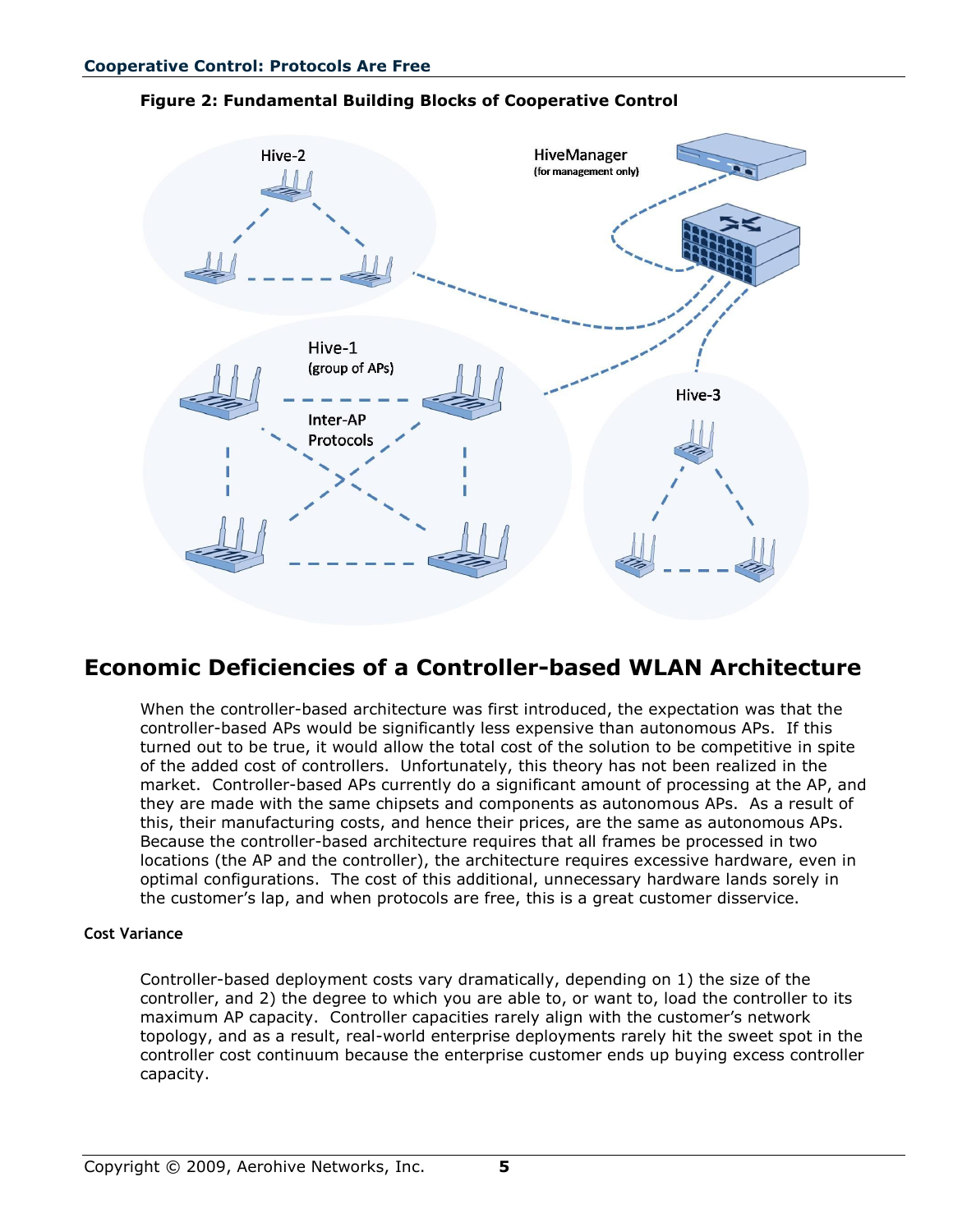**Figure 2: Fundamental Building Blocks of Cooperative Control**

## Economic Deficiencies of a Controller-based WLAN Architecture

When the controller-based architecture was first introduced, the expectation was that the controller-based APs would be significantly less expensive than autonomous APs. If this turned out to be true, it would allow the total cost of the solution to be competitive in spite of the added cost of controllers. Unfortunately, this theory has not been realized in the market. Controller-based APs currently do a significant amount of processing at the AP, and they are made with the same chipsets and components as autonomous APs. As a result of this, their manufacturing costs, and hence their prices, are the same as autonomous APs. Because the controller-based architecture requires that all frames be processed in two locations (the AP and the controller), the architecture requires excessive hardware, even in optimal configurations. The cost of this additional, unnecessary hardware lands sorely in the customer's lap, and when protocols are free, this is a great customer disservice.

### Cost Variance

Controller-based deployment costs vary dramatically, depending on 1) the size of the controller, and 2) the degree to which you are able to, or want to, load the controller to its maximum AP capacity. Controller capacities rarely align with the customer's network topology, and as a result, real-world enterprise deployments rarely hit the sweet spot in the controller cost continuum because the enterprise customer ends up buying excess controller capacity.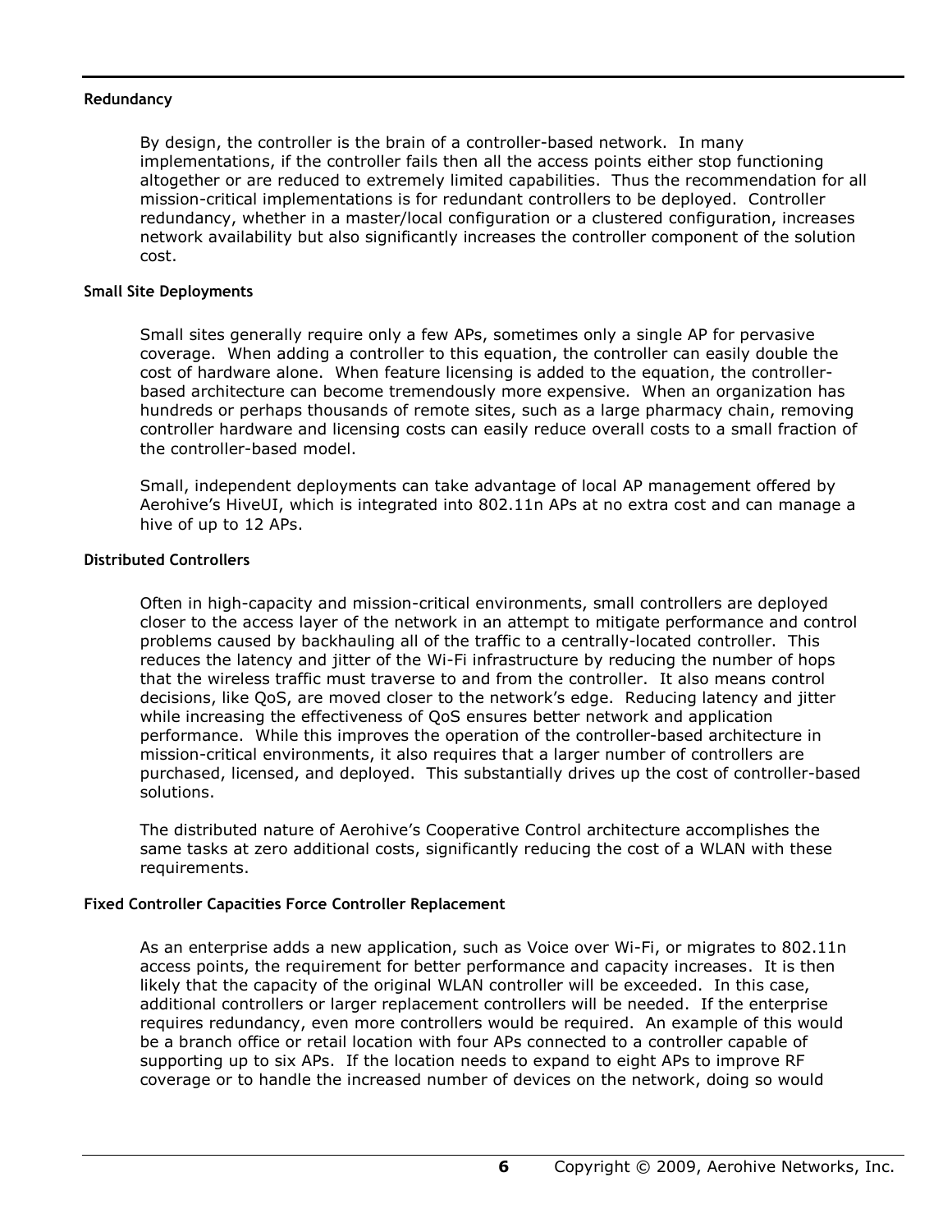### Redundancy

By design, the controller is the brain of a controller-based network. In many implementations, if the controller fails then all the access points either stop functioning altogether or are reduced to extremely limited capabilities. Thus the recommendation for all mission-critical implementations is for redundant controllers to be deployed. Controller redundancy, whether in a master/local configuration or a clustered configuration, increases network availability but also significantly increases the controller component of the solution cost.

### Small Site Deployments

Small sites generally require only a few APs, sometimes only a single AP for pervasive coverage. When adding a controller to this equation, the controller can easily double the cost of hardware alone. When feature licensing is added to the equation, the controller-based architecture can become tremendously more expensive. When an organization has hundreds or perhaps thousands of remote sites, such as a large pharmacy chain, removing controller hardware and licensing costs can easily reduce overall costs to a small fraction of the controller-based model.

Small, independent deployments can take advantage of local AP management offered by Aerohive's HiveUI, which is integrated into 802.11n APs at no extra cost and can manage a hive of up to 12 APs.

### Distributed Controllers

Often in high-capacity and mission-critical environments, small controllers are deployed closer to the access layer of the network in an attempt to mitigate performance and control problems caused by backhauling all of the traffic to a centrally-located controller. This reduces the latency and jitter of the Wi-Fi infrastructure by reducing the number of hops that the wireless traffic must traverse to and from the controller. It also means control decisions, like QoS, are moved closer to the network's edge. Reducing latency and jitter while increasing the effectiveness of QoS ensures better network and application performance. While this improves the operation of the controller-based architecture in mission-critical environments, it also requires that a larger number of controllers are purchased, licensed, and deployed. This substantially drives up the cost of controller-based solutions.

The distributed nature of Aerohive's Cooperative Control architecture accomplishes the same tasks at zero additional costs, significantly reducing the cost of a WLAN with these requirements.

### Fixed Controller Capacities Force Controller Replacement

As an enterprise adds a new application, such as Voice over Wi-Fi, or migrates to 802.11n access points, the requirement for better performance and capacity increases. It is then likely that the capacity of the original WLAN controller will be exceeded. In this case, additional controllers or larger replacement controllers will be needed. If the enterprise requires redundancy, even more controllers would be required. An example of this would be a branch office or retail location with four APs connected to a controller capable of supporting up to six APs. If the location needs to expand to eight APs to improve RF coverage or to handle the increased number of devices on the network, doing so would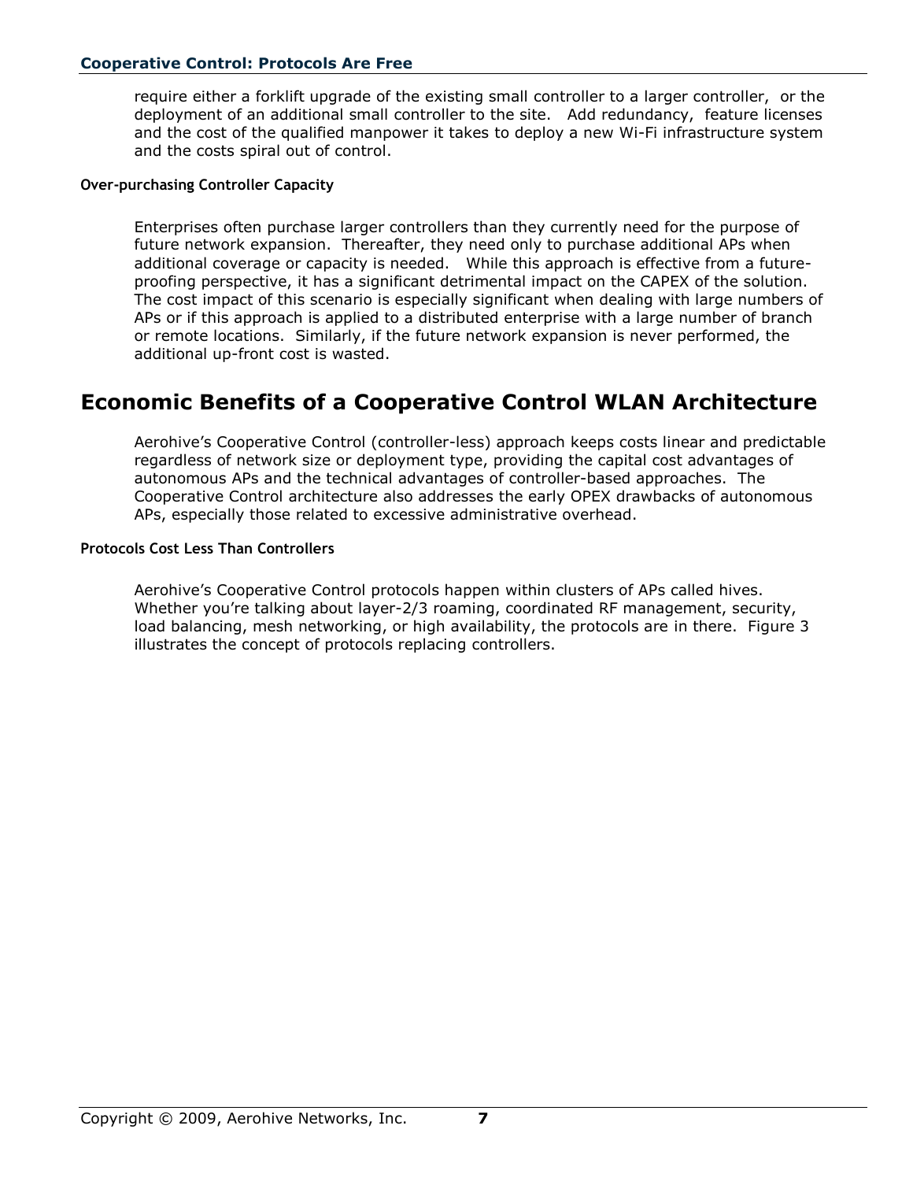require either a forklift upgrade of the existing small controller to a larger controller, or the deployment of an additional small controller to the site. Add redundancy, feature licenses and the cost of the qualified manpower it takes to deploy a new Wi-Fi infrastructure system and the costs spiral out of control.

### Over-purchasing Controller Capacity

Enterprises often purchase larger controllers than they currently need for the purpose of future network expansion. Thereafter, they need only to purchase additional APs when additional coverage or capacity is needed. While this approach is effective from a future-proofing perspective, it has a significant detrimental impact on the CAPEX of the solution. The cost impact of this scenario is especially significant when dealing with large numbers of APs or if this approach is applied to a distributed enterprise with a large number of branch or remote locations. Similarly, if the future network expansion is never performed, the additional up-front cost is wasted.

## Economic Benefits of a Cooperative Control WLAN Architecture

Aerohive's Cooperative Control (controller-less) approach keeps costs linear and predictable regardless of network size or deployment type, providing the capital cost advantages of autonomous APs and the technical advantages of controller-based approaches. The Cooperative Control architecture also addresses the early OPEX drawbacks of autonomous APs, especially those related to excessive administrative overhead.

### Protocols Cost Less Than Controllers

Aerohive's Cooperative Control protocols happen within clusters of APs called hives. Whether you're talking about layer-2/3 roaming, coordinated RF management, security, load balancing, mesh networking, or high availability, the protocols are in there. Figure 3 illustrates the concept of protocols replacing controllers.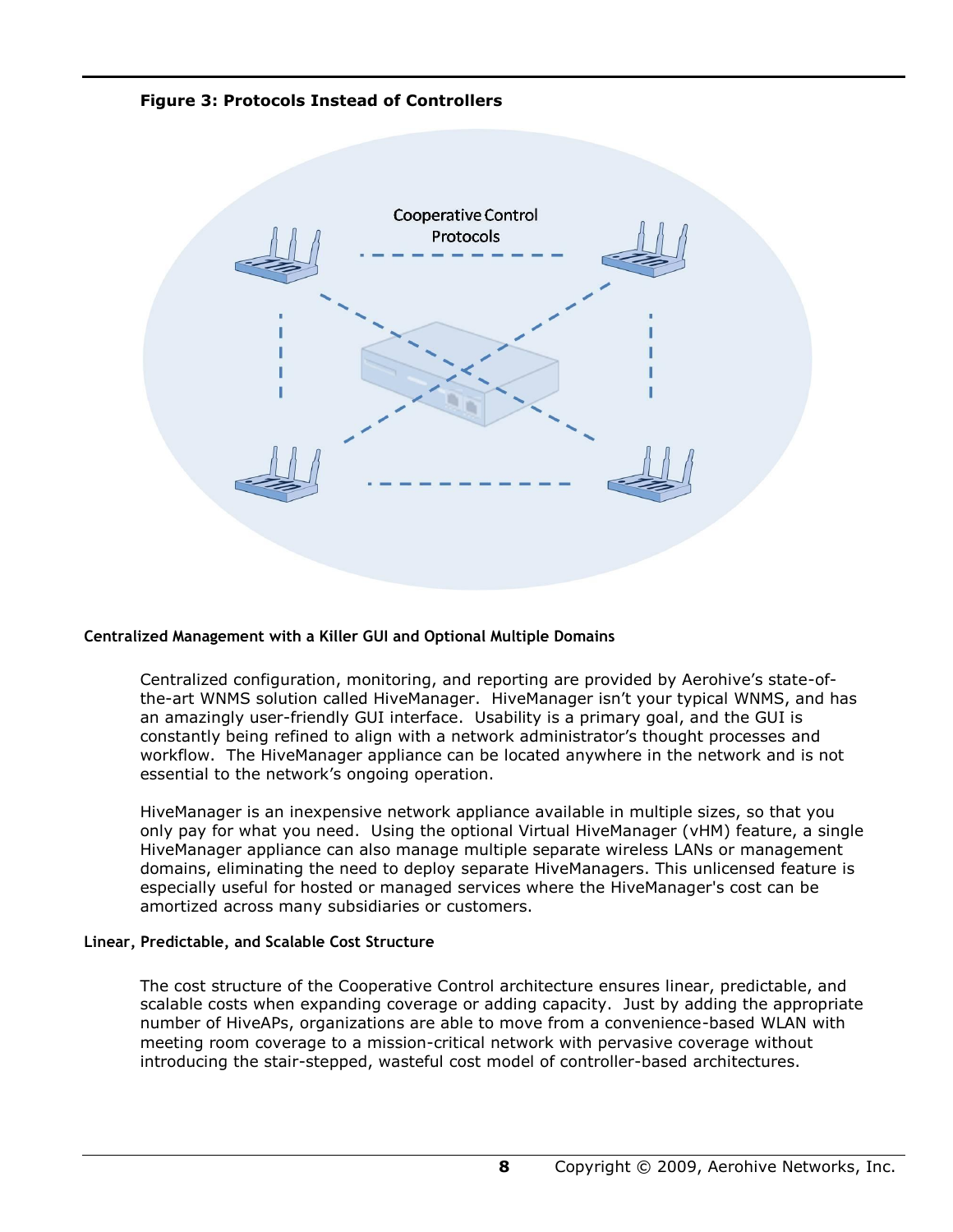**Figure 3: Protocols Instead of Controllers**

Cooperative Control Protocols

### Centralized Management with a Killer GUI and Optional Multiple Domains

Centralized configuration, monitoring, and reporting are provided by Aerohive's state-of-the-art WNMS solution called HiveManager. HiveManager isn't your typical WNMS, and has an amazingly user-friendly GUI interface. Usability is a primary goal, and the GUI is constantly being refined to align with a network administrator's thought processes and workflow. The HiveManager appliance can be located anywhere in the network and is not essential to the network's ongoing operation.

HiveManager is an inexpensive network appliance available in multiple sizes, so that you only pay for what you need. Using the optional Virtual HiveManager (vHM) feature, a single HiveManager appliance can also manage multiple separate wireless LANs or management domains, eliminating the need to deploy separate HiveManagers. This unlicensed feature is especially useful for hosted or managed services where the HiveManager's cost can be amortized across many subsidiaries or customers.

### Linear, Predictable, and Scalable Cost Structure

The cost structure of the Cooperative Control architecture ensures linear, predictable, and scalable costs when expanding coverage or adding capacity. Just by adding the appropriate number of HiveAPs, organizations are able to move from a convenience-based WLAN with meeting room coverage to a mission-critical network with pervasive coverage without introducing the stair-stepped, wasteful cost model of controller-based architectures.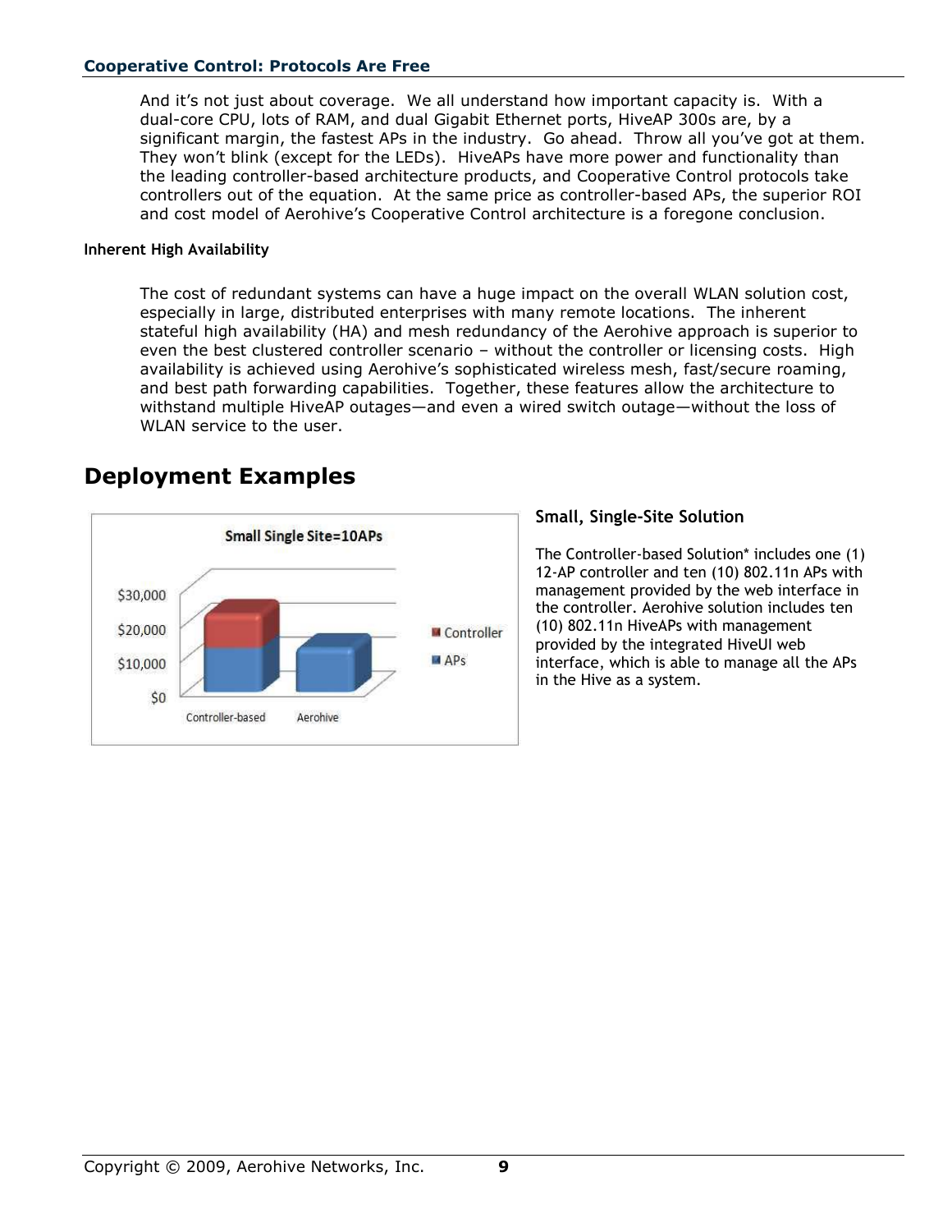And it's not just about coverage. We all understand how important capacity is. With a dual-core CPU, lots of RAM, and dual Gigabit Ethernet ports, HiveAP 300s are, by a significant margin, the fastest APs in the industry. Go ahead. Throw all you've got at them. They won't blink (except for the LEDs). HiveAPs have more power and functionality than the leading controller-based architecture products, and Cooperative Control protocols take controllers out of the equation. At the same price as controller-based APs, the superior ROI and cost model of Aerohive's Cooperative Control architecture is a foregone conclusion.

**Inherent High Availability**

The cost of redundant systems can have a huge impact on the overall WLAN solution cost, especially in large, distributed enterprises with many remote locations. The inherent stateful high availability (HA) and mesh redundancy of the Aerohive approach is superior to even the best clustered controller scenario – without the controller or licensing costs. High availability is achieved using Aerohive's sophisticated wireless mesh, fast/secure roaming, and best path forwarding capabilities. Together, these features allow the architecture to withstand multiple HiveAP outages—and even a wired switch outage—without the loss of WLAN service to the user.

# Deployment Examples

Small Single Site=10APs

$30,000
$20,000
$10,000
$0

Controller-based Aerohive

Controller
APs

### Small, Single-Site Solution

The Controller-based Solution* includes one (1) 12-AP controller and ten (10) 802.11n APs with management provided by the web interface in the controller. Aerohive solution includes ten (10) 802.11n HiveAPs with management provided by the integrated HiveUI web interface, which is able to manage all the APs in the Hive as a system.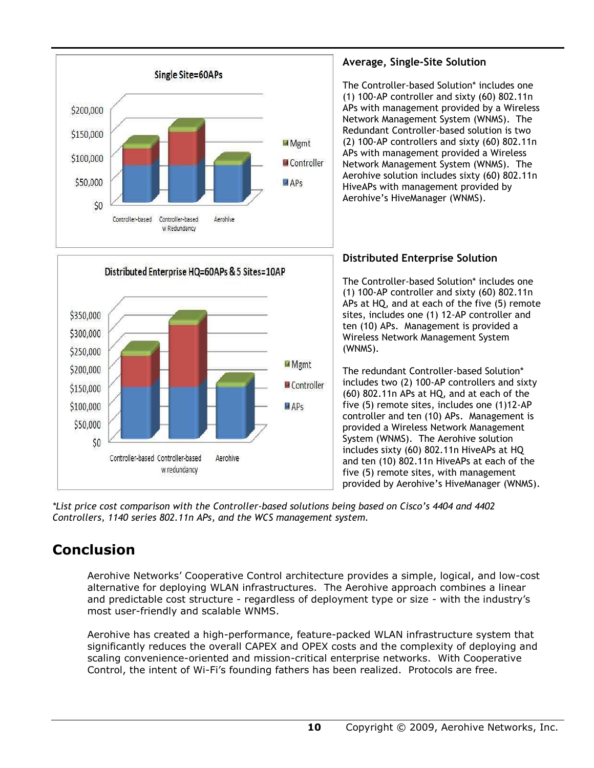Single Site=60APs

$200,000
$150,000
$100,000
$50,000
$0

Controller-based
Controller-based w Redundancy
Aerohive

Mgmt
Controller
APs

### Average, Single-Site Solution

The Controller-based Solution* includes one (1) 100-AP controller and sixty (60) 802.11n APs with management provided by a Wireless Network Management System (WNMS). The Redundant Controller-based solution is two (2) 100-AP controllers and sixty (60) 802.11n APs with management provided a Wireless Network Management System (WNMS). The Aerohive solution includes sixty (60) 802.11n HiveAPs with management provided by Aerohive's HiveManager (WNMS).

Distributed Enterprise HQ=60APs & 5 Sites=10AP

$350,000
$300,000
$250,000
$200,000
$150,000
$100,000
$50,000
$0

Controller-based
Controller-based w redundancy
Aerohive

Mgmt
Controller
APs

### Distributed Enterprise Solution

The Controller-based Solution* includes one (1) 100-AP controller and sixty (60) 802.11n APs at HQ, and at each of the five (5) remote sites, includes one (1) 12-AP controller and ten (10) APs. Management is provided a Wireless Network Management System (WNMS).

The redundant Controller-based Solution* includes two (2) 100-AP controllers and sixty (60) 802.11n APs at HQ, and at each of the five (5) remote sites, includes one (1)12-AP controller and ten (10) APs. Management is provided a Wireless Network Management System (WNMS). The Aerohive solution includes sixty (60) 802.11n HiveAPs at HQ and ten (10) 802.11n HiveAPs at each of the five (5) remote sites, with management provided by Aerohive's HiveManager (WNMS).

*\*List price cost comparison with the Controller-based solutions being based on Cisco's 4404 and 4402 Controllers, 1140 series 802.11n APs, and the WCS management system.*

## Conclusion

Aerohive Networks' Cooperative Control architecture provides a simple, logical, and low-cost alternative for deploying WLAN infrastructures. The Aerohive approach combines a linear and predictable cost structure - regardless of deployment type or size - with the industry's most user-friendly and scalable WNMS.

Aerohive has created a high-performance, feature-packed WLAN infrastructure system that significantly reduces the overall CAPEX and OPEX costs and the complexity of deploying and scaling convenience-oriented and mission-critical enterprise networks. With Cooperative Control, the intent of Wi-Fi's founding fathers has been realized. Protocols are free.